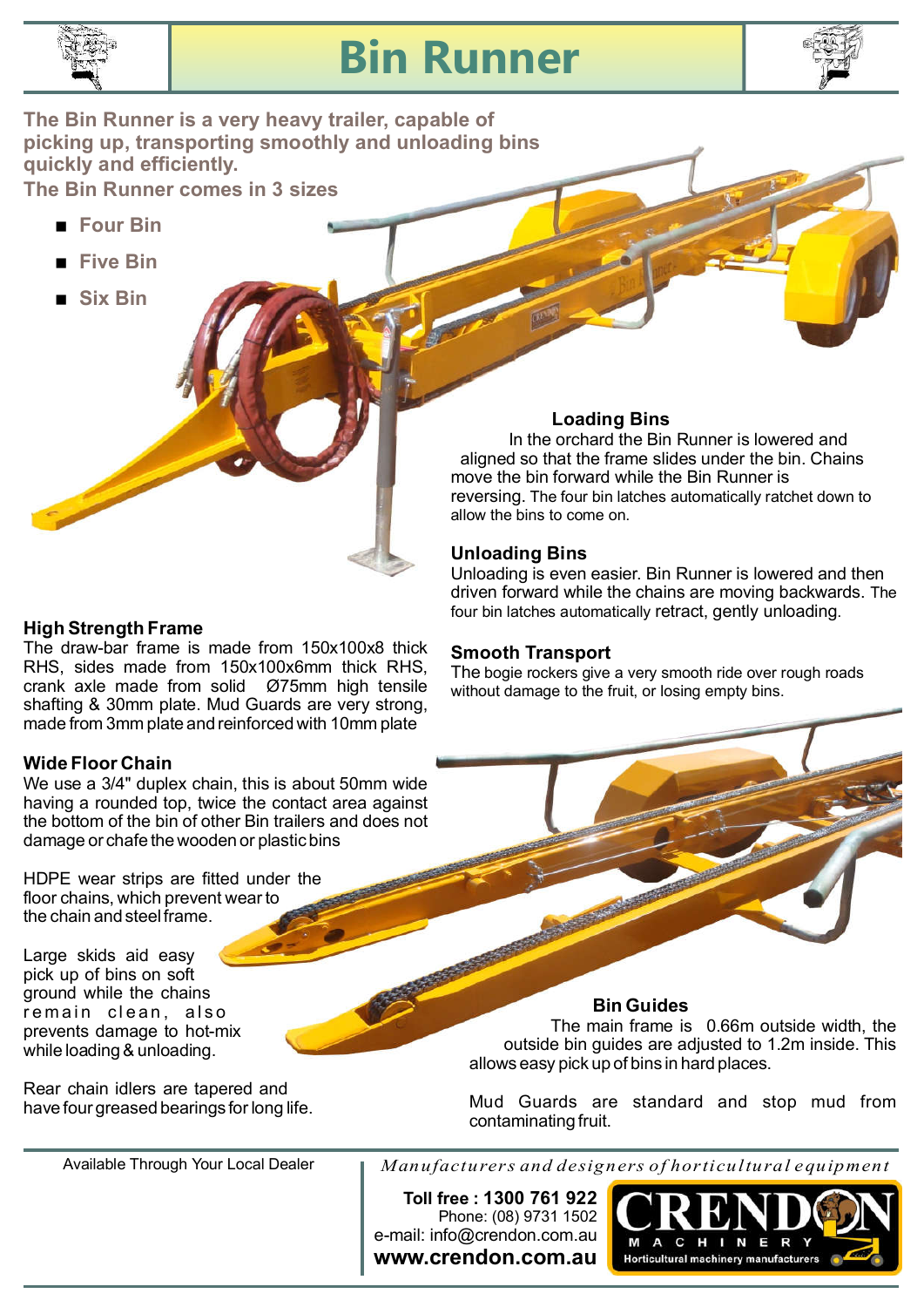# Bin Runner

**The Bin Runner is a very heavy trailer, capable of picking up, transporting smoothly and unloading bins quickly and efficiently.**

**The Bin Runner comes in 3 sizes**

- **Four Bin**
- **Five Bin**
- **Six Bin**

### Loading Bins

In the orchard the Bin Runner is lowered and aligned so that the frame slides under the bin. Chains move the bin forward while the Bin Runner is reversing. The four bin latches automatically ratchet down to allow the bins to come on.

### Unloading Bins

Unloading is even easier. Bin Runner is lowered and then driven forward while the chains are moving backwards. The four bin latches automatically retract, gently unloading.

### High Strength Frame

The draw-bar frame is made from 150x100x8 thick RHS, sides made from 150x100x6mm thick RHS, crank axle made from solid Ø75mm high tensile shafting & 30mm plate. Mud Guards are very strong, made from 3mm plate and reinforced with 10mm plate

### Smooth Transport

The bogie rockers give a very smooth ride over rough roads without damage to the fruit, or losing empty bins.

### Wide Floor Chain

We use a 3/4" duplex chain, this is about 50mm wide having a rounded top, twice the contact area against the bottom of the bin of other Bin trailers and does not damage or chafe the wooden or plastic bins

HDPE wear strips are fitted under the floor chains, which prevent wear to the chain and steel frame.

Large skids aid easy pick up of bins on soft ground while the chains remain clean, also prevents damage to hot-mix while loading & unloading.

Rear chain idlers are tapered and have four greased bearings for long life.

### Bin Guides

The main frame is 0.66m outside width, the outside bin guides are adjusted to 1.2m inside. This allows easy pick up of bins in hard places.

Mud Guards are standard and stop mud from contaminating fruit.

Available Through Your Local Dealer

*Manufacturers and designers of horticultural equipment*

**Toll free : 1300 761 922**
Phone: (08) 9731 1502
e-mail: info@crendon.com.au
**www.crendon.com.au**

CRENDON MACHINERY
Horticultural machinery manufacturers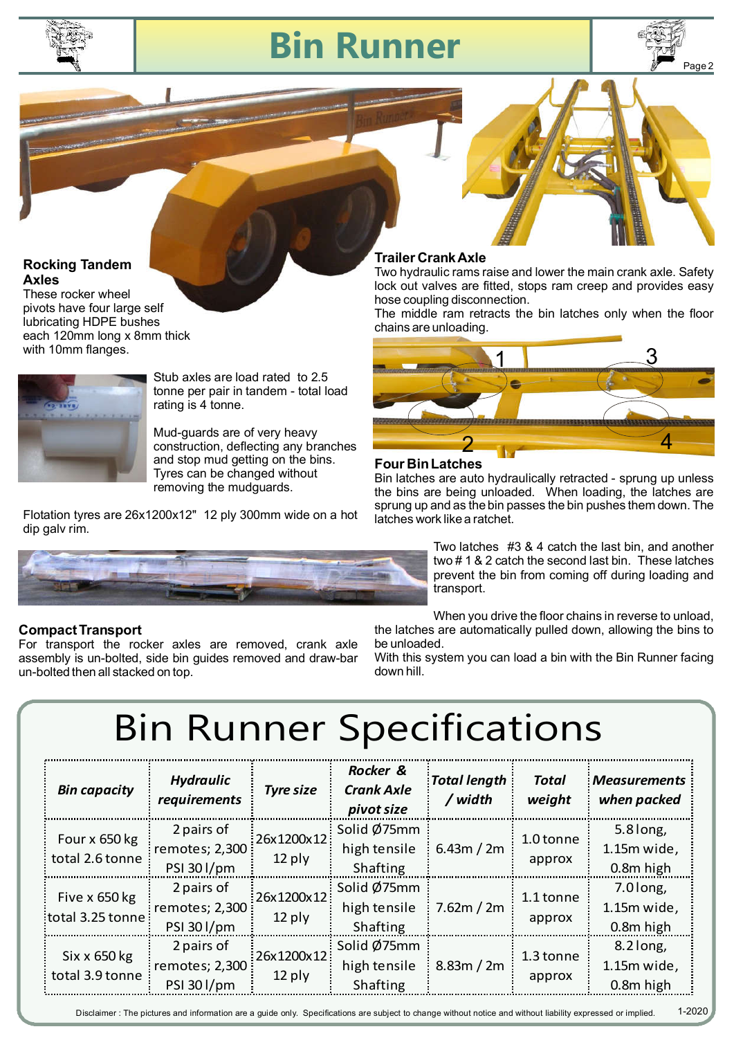# Bin Runner

### Rocking Tandem Axles

These rocker wheel pivots have four large self lubricating HDPE bushes each 120mm long x 8mm thick with 10mm flanges.

Stub axles are load rated to 2.5 tonne per pair in tandem - total load rating is 4 tonne.

Mud-guards are of very heavy construction, deflecting any branches and stop mud getting on the bins. Tyres can be changed without removing the mudguards.

Flotation tyres are 26x1200x12" 12 ply 300mm wide on a hot dip galv rim.

### Compact Transport

For transport the rocker axles are removed, crank axle assembly is un-bolted, side bin guides removed and draw-bar un-bolted then all stacked on top.

### Trailer Crank Axle

Two hydraulic rams raise and lower the main crank axle. Safety lock out valves are fitted, stops ram creep and provides easy hose coupling disconnection.

The middle ram retracts the bin latches only when the floor chains are unloading.

1
3
2
4

### Four Bin Latches

Bin latches are auto hydraulically retracted - sprung up unless the bins are being unloaded. When loading, the latches are sprung up and as the bin passes the bin pushes them down. The latches work like a ratchet.

Two latches #3 & 4 catch the last bin, and another two # 1 & 2 catch the second last bin. These latches prevent the bin from coming off during loading and transport.

When you drive the floor chains in reverse to unload, the latches are automatically pulled down, allowing the bins to be unloaded.

With this system you can load a bin with the Bin Runner facing down hill.

# Bin Runner Specifications

| *Bin capacity* | *Hydraulic requirements* | *Tyre size* | *Rocker & Crank Axle pivot size* | *Total length / width* | *Total weight* | *Measurements when packed* |
|---|---|---|---|---|---|---|
| Four x 650 kg total 2.6 tonne | 2 pairs of remotes; 2,300 PSI 30 l/pm | 26x1200x12 12 ply | Solid Ø75mm high tensile Shafting | 6.43m / 2m | 1.0 tonne approx | 5.8 long, 1.15m wide, 0.8m high |
| Five x 650 kg total 3.25 tonne | 2 pairs of remotes; 2,300 PSI 30 l/pm | 26x1200x12 12 ply | Solid Ø75mm high tensile Shafting | 7.62m / 2m | 1.1 tonne approx | 7.0 long, 1.15m wide, 0.8m high |
| Six x 650 kg total 3.9 tonne | 2 pairs of remotes; 2,300 PSI 30 l/pm | 26x1200x12 12 ply | Solid Ø75mm high tensile Shafting | 8.83m / 2m | 1.3 tonne approx | 8.2 long, 1.15m wide, 0.8m high |

Disclaimer : The pictures and information are a guide only. Specifications are subject to change without notice and without liability expressed or implied.

1-2020